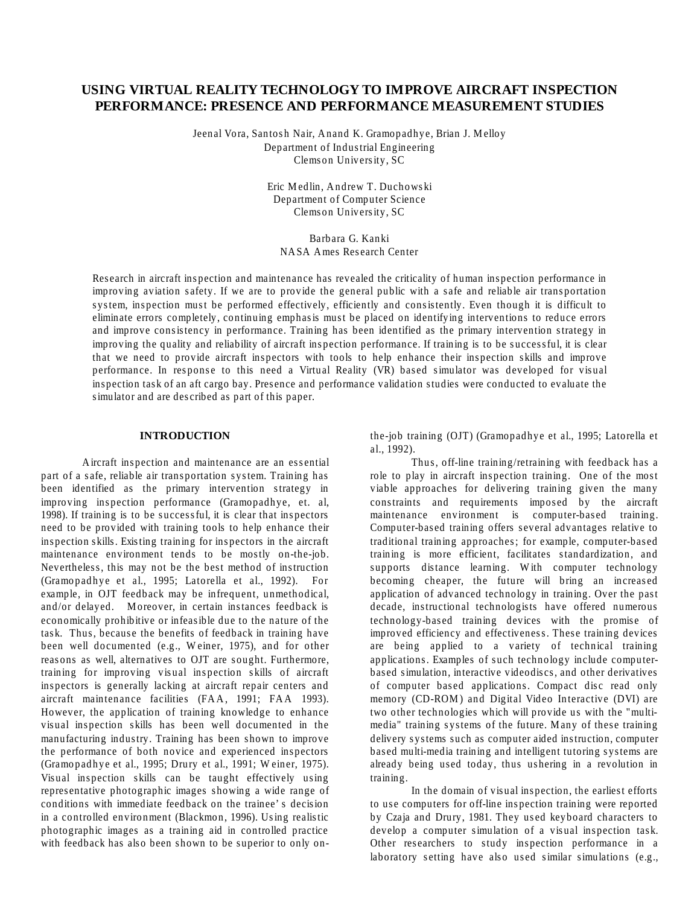# USING VIRTUAL REALITY TECHNOLOGY TO IMPROVE AIRCRAFT INSPECTION PERFORMANCE: PRESENCE AND PERFORMANCE MEASUREMENT STUDIES

Jeenal Vora, Santosh Nair, Anand K. Gramopadhye, Brian J. Melloy
Department of Industrial Engineering
Clemson University, SC

Eric Medlin, Andrew T. Duchowski
Department of Computer Science
Clemson University, SC

Barbara G. Kanki
NASA Ames Research Center

Research in aircraft inspection and maintenance has revealed the criticality of human inspection performance in improving aviation safety. If we are to provide the general public with a safe and reliable air transportation system, inspection must be performed effectively, efficiently and consistently. Even though it is difficult to eliminate errors completely, continuing emphasis must be placed on identifying interventions to reduce errors and improve consistency in performance. Training has been identified as the primary intervention strategy in improving the quality and reliability of aircraft inspection performance. If training is to be successful, it is clear that we need to provide aircraft inspectors with tools to help enhance their inspection skills and improve performance. In response to this need a Virtual Reality (VR) based simulator was developed for visual inspection task of an aft cargo bay. Presence and performance validation studies were conducted to evaluate the simulator and are described as part of this paper.

## INTRODUCTION

Aircraft inspection and maintenance are an essential part of a safe, reliable air transportation system. Training has been identified as the primary intervention strategy in improving inspection performance (Gramopadhye, et. al, 1998). If training is to be successful, it is clear that inspectors need to be provided with training tools to help enhance their inspection skills. Existing training for inspectors in the aircraft maintenance environment tends to be mostly on-the-job. Nevertheless, this may not be the best method of instruction (Gramopadhye et al., 1995; Latorella et al., 1992). For example, in OJT feedback may be infrequent, unmethodical, and/or delayed. Moreover, in certain instances feedback is economically prohibitive or infeasible due to the nature of the task. Thus, because the benefits of feedback in training have been well documented (e.g., Weiner, 1975), and for other reasons as well, alternatives to OJT are sought. Furthermore, training for improving visual inspection skills of aircraft inspectors is generally lacking at aircraft repair centers and aircraft maintenance facilities (FAA, 1991; FAA 1993). However, the application of training knowledge to enhance visual inspection skills has been well documented in the manufacturing industry. Training has been shown to improve the performance of both novice and experienced inspectors (Gramopadhye et al., 1995; Drury et al., 1991; Weiner, 1975). Visual inspection skills can be taught effectively using representative photographic images showing a wide range of conditions with immediate feedback on the trainee's decision in a controlled environment (Blackmon, 1996). Using realistic photographic images as a training aid in controlled practice with feedback has also been shown to be superior to only on-the-job training (OJT) (Gramopadhye et al., 1995; Latorella et al., 1992).

Thus, off-line training/retraining with feedback has a role to play in aircraft inspection training. One of the most viable approaches for delivering training given the many constraints and requirements imposed by the aircraft maintenance environment is computer-based training. Computer-based training offers several advantages relative to traditional training approaches; for example, computer-based training is more efficient, facilitates standardization, and supports distance learning. With computer technology becoming cheaper, the future will bring an increased application of advanced technology in training. Over the past decade, instructional technologists have offered numerous technology-based training devices with the promise of improved efficiency and effectiveness. These training devices are being applied to a variety of technical training applications. Examples of such technology include computer-based simulation, interactive videodiscs, and other derivatives of computer based applications. Compact disc read only memory (CD-ROM) and Digital Video Interactive (DVI) are two other technologies which will provide us with the "multi-media" training systems of the future. Many of these training delivery systems such as computer aided instruction, computer based multi-media training and intelligent tutoring systems are already being used today, thus ushering in a revolution in training.

In the domain of visual inspection, the earliest efforts to use computers for off-line inspection training were reported by Czaja and Drury, 1981. They used keyboard characters to develop a computer simulation of a visual inspection task. Other researchers to study inspection performance in a laboratory setting have also used similar simulations (e.g.,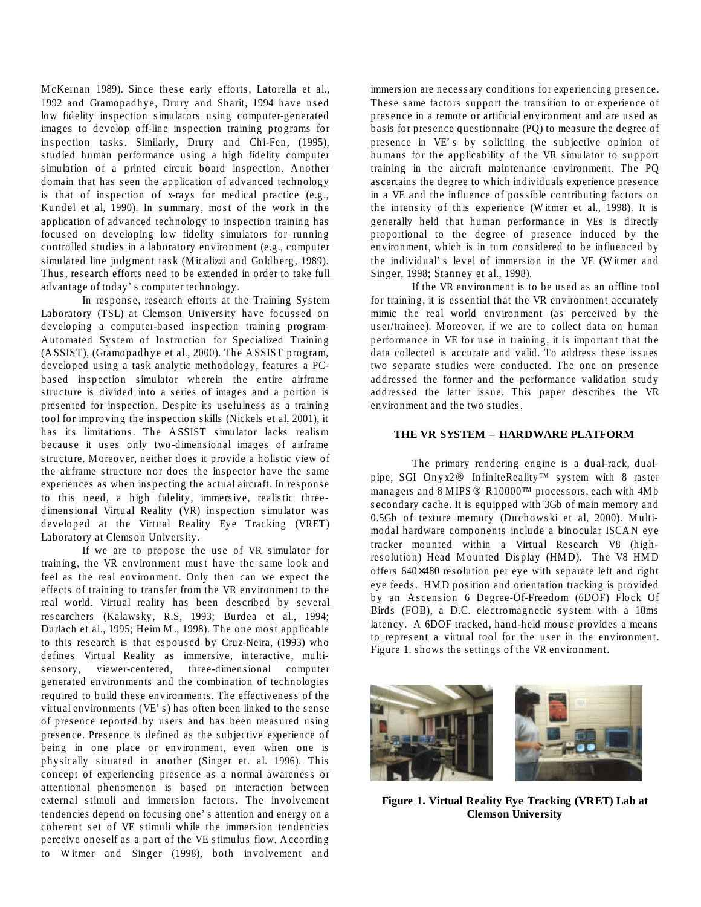McKernan 1989). Since these early efforts, Latorella et al., 1992 and Gramopadhye, Drury and Sharit, 1994 have used low fidelity inspection simulators using computer-generated images to develop off-line inspection training programs for inspection tasks. Similarly, Drury and Chi-Fen, (1995), studied human performance using a high fidelity computer simulation of a printed circuit board inspection. Another domain that has seen the application of advanced technology is that of inspection of x-rays for medical practice (e.g., Kundel et al, 1990). In summary, most of the work in the application of advanced technology to inspection training has focused on developing low fidelity simulators for running controlled studies in a laboratory environment (e.g., computer simulated line judgment task (Micalizzi and Goldberg, 1989). Thus, research efforts need to be extended in order to take full advantage of today's computer technology.

In response, research efforts at the Training System Laboratory (TSL) at Clemson University have focussed on developing a computer-based inspection training program-Automated System of Instruction for Specialized Training (ASSIST), (Gramopadhye et al., 2000). The ASSIST program, developed using a task analytic methodology, features a PC-based inspection simulator wherein the entire airframe structure is divided into a series of images and a portion is presented for inspection. Despite its usefulness as a training tool for improving the inspection skills (Nickels et al, 2001), it has its limitations. The ASSIST simulator lacks realism because it uses only two-dimensional images of airframe structure. Moreover, neither does it provide a holistic view of the airframe structure nor does the inspector have the same experiences as when inspecting the actual aircraft. In response to this need, a high fidelity, immersive, realistic three-dimensional Virtual Reality (VR) inspection simulator was developed at the Virtual Reality Eye Tracking (VRET) Laboratory at Clemson University.

If we are to propose the use of VR simulator for training, the VR environment must have the same look and feel as the real environment. Only then can we expect the effects of training to transfer from the VR environment to the real world. Virtual reality has been described by several researchers (Kalawsky, R.S, 1993; Burdea et al., 1994; Durlach et al., 1995; Heim M., 1998). The one most applicable to this research is that espoused by Cruz-Neira, (1993) who defines Virtual Reality as immersive, interactive, multi-sensory, viewer-centered, three-dimensional computer generated environments and the combination of technologies required to build these environments. The effectiveness of the virtual environments (VE's) has often been linked to the sense of presence reported by users and has been measured using presence. Presence is defined as the subjective experience of being in one place or environment, even when one is physically situated in another (Singer et. al. 1996). This concept of experiencing presence as a normal awareness or attentional phenomenon is based on interaction between external stimuli and immersion factors. The involvement tendencies depend on focusing one's attention and energy on a coherent set of VE stimuli while the immersion tendencies perceive oneself as a part of the VE stimulus flow. According to Witmer and Singer (1998), both involvement and immersion are necessary conditions for experiencing presence. These same factors support the transition to or experience of presence in a remote or artificial environment and are used as basis for presence questionnaire (PQ) to measure the degree of presence in VE's by soliciting the subjective opinion of humans for the applicability of the VR simulator to support training in the aircraft maintenance environment. The PQ ascertains the degree to which individuals experience presence in a VE and the influence of possible contributing factors on the intensity of this experience (Witmer et al., 1998). It is generally held that human performance in VEs is directly proportional to the degree of presence induced by the environment, which is in turn considered to be influenced by the individual's level of immersion in the VE (Witmer and Singer, 1998; Stanney et al., 1998).

If the VR environment is to be used as an offline tool for training, it is essential that the VR environment accurately mimic the real world environment (as perceived by the user/trainee). Moreover, if we are to collect data on human performance in VE for use in training, it is important that the data collected is accurate and valid. To address these issues two separate studies were conducted. The one on presence addressed the former and the performance validation study addressed the latter issue. This paper describes the VR environment and the two studies.

## THE VR SYSTEM – HARDWARE PLATFORM

The primary rendering engine is a dual-rack, dual-pipe, SGI Onyx2® InfiniteReality™ system with 8 raster managers and 8 MIPS® R10000™ processors, each with 4Mb secondary cache. It is equipped with 3Gb of main memory and 0.5Gb of texture memory (Duchowski et al, 2000). Multi-modal hardware components include a binocular ISCAN eye tracker mounted within a Virtual Research V8 (high-resolution) Head Mounted Display (HMD). The V8 HMD offers 640×480 resolution per eye with separate left and right eye feeds. HMD position and orientation tracking is provided by an Ascension 6 Degree-Of-Freedom (6DOF) Flock Of Birds (FOB), a D.C. electromagnetic system with a 10ms latency. A 6DOF tracked, hand-held mouse provides a means to represent a virtual tool for the user in the environment. Figure 1. shows the settings of the VR environment.

**Figure 1. Virtual Reality Eye Tracking (VRET) Lab at Clemson University**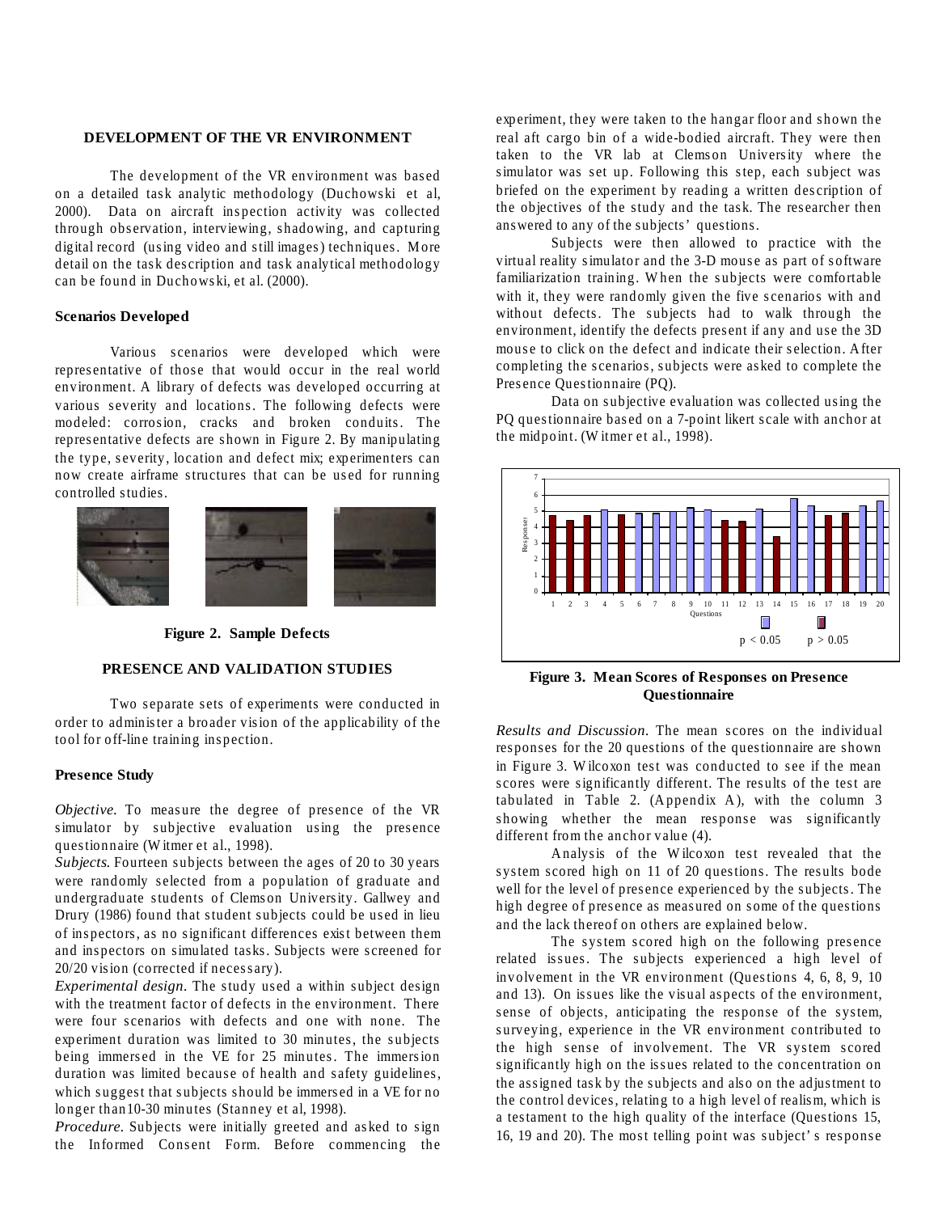## DEVELOPMENT OF THE VR ENVIRONMENT

The development of the VR environment was based on a detailed task analytic methodology (Duchowski et al, 2000). Data on aircraft inspection activity was collected through observation, interviewing, shadowing, and capturing digital record (using video and still images) techniques. More detail on the task description and task analytical methodology can be found in Duchowski, et al. (2000).

### Scenarios Developed

Various scenarios were developed which were representative of those that would occur in the real world environment. A library of defects was developed occurring at various severity and locations. The following defects were modeled: corrosion, cracks and broken conduits. The representative defects are shown in Figure 2. By manipulating the type, severity, location and defect mix; experimenters can now create airframe structures that can be used for running controlled studies.

**Figure 2. Sample Defects**

## PRESENCE AND VALIDATION STUDIES

Two separate sets of experiments were conducted in order to administer a broader vision of the applicability of the tool for off-line training inspection.

### Presence Study

*Objective.* To measure the degree of presence of the VR simulator by subjective evaluation using the presence questionnaire (Witmer et al., 1998).

*Subjects.* Fourteen subjects between the ages of 20 to 30 years were randomly selected from a population of graduate and undergraduate students of Clemson University. Gallwey and Drury (1986) found that student subjects could be used in lieu of inspectors, as no significant differences exist between them and inspectors on simulated tasks. Subjects were screened for 20/20 vision (corrected if necessary).

*Experimental design.* The study used a within subject design with the treatment factor of defects in the environment. There were four scenarios with defects and one with none. The experiment duration was limited to 30 minutes, the subjects being immersed in the VE for 25 minutes. The immersion duration was limited because of health and safety guidelines, which suggest that subjects should be immersed in a VE for no longer than10-30 minutes (Stanney et al, 1998).

*Procedure.* Subjects were initially greeted and asked to sign the Informed Consent Form. Before commencing the experiment, they were taken to the hangar floor and shown the real aft cargo bin of a wide-bodied aircraft. They were then taken to the VR lab at Clemson University where the simulator was set up. Following this step, each subject was briefed on the experiment by reading a written description of the objectives of the study and the task. The researcher then answered to any of the subjects' questions.

Subjects were then allowed to practice with the virtual reality simulator and the 3-D mouse as part of software familiarization training. When the subjects were comfortable with it, they were randomly given the five scenarios with and without defects. The subjects had to walk through the environment, identify the defects present if any and use the 3D mouse to click on the defect and indicate their selection. After completing the scenarios, subjects were asked to complete the Presence Questionnaire (PQ).

Data on subjective evaluation was collected using the PQ questionnaire based on a 7-point likert scale with anchor at the midpoint. (Witmer et al., 1998).

**Figure 3. Mean Scores of Responses on Presence Questionnaire**

*Results and Discussion.* The mean scores on the individual responses for the 20 questions of the questionnaire are shown in Figure 3. Wilcoxon test was conducted to see if the mean scores were significantly different. The results of the test are tabulated in Table 2. (Appendix A), with the column 3 showing whether the mean response was significantly different from the anchor value (4).

Analysis of the Wilcoxon test revealed that the system scored high on 11 of 20 questions. The results bode well for the level of presence experienced by the subjects. The high degree of presence as measured on some of the questions and the lack thereof on others are explained below.

The system scored high on the following presence related issues. The subjects experienced a high level of involvement in the VR environment (Questions 4, 6, 8, 9, 10 and 13). On issues like the visual aspects of the environment, sense of objects, anticipating the response of the system, surveying, experience in the VR environment contributed to the high sense of involvement. The VR system scored significantly high on the issues related to the concentration on the assigned task by the subjects and also on the adjustment to the control devices, relating to a high level of realism, which is a testament to the high quality of the interface (Questions 15, 16, 19 and 20). The most telling point was subject's response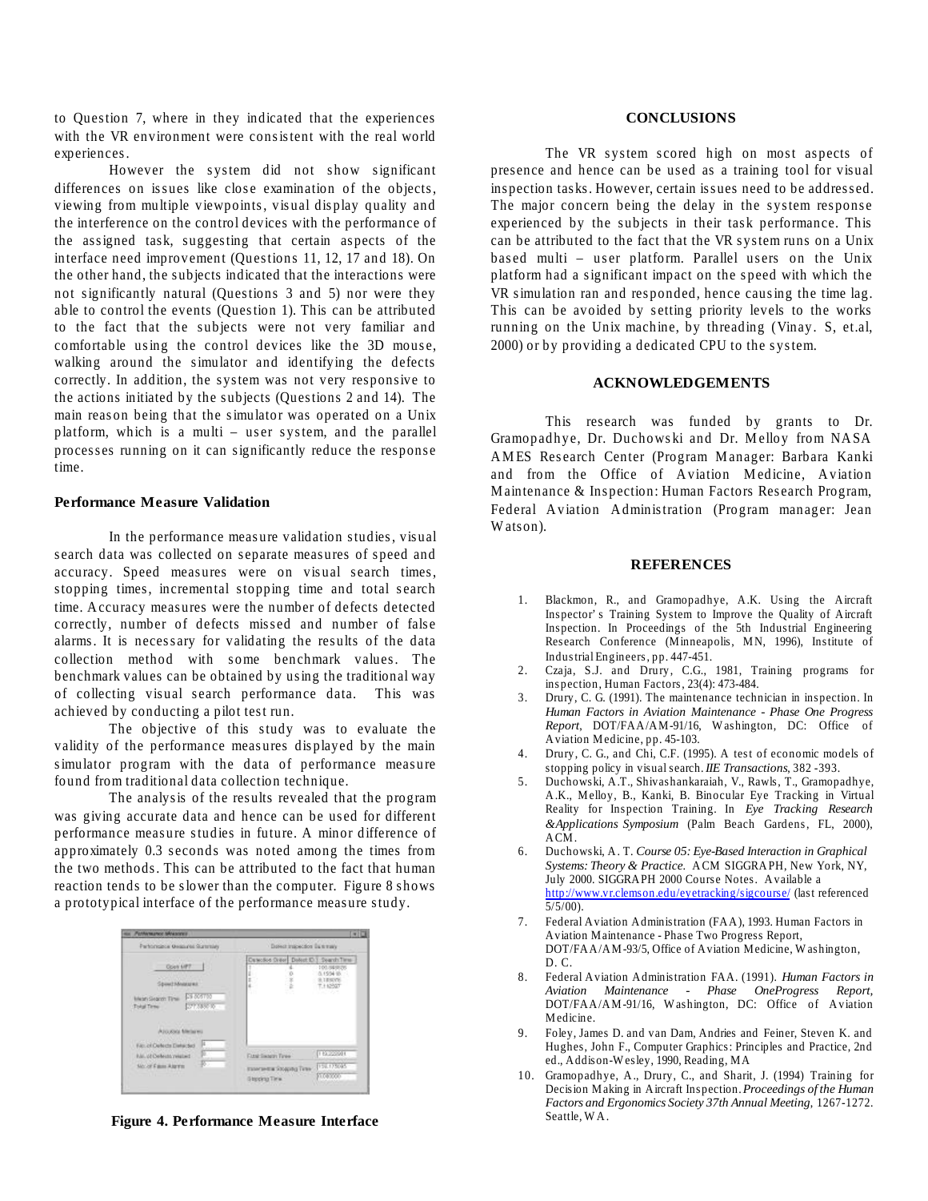to Question 7, where in they indicated that the experiences with the VR environment were consistent with the real world experiences.

However the system did not show significant differences on issues like close examination of the objects, viewing from multiple viewpoints, visual display quality and the interference on the control devices with the performance of the assigned task, suggesting that certain aspects of the interface need improvement (Questions 11, 12, 17 and 18). On the other hand, the subjects indicated that the interactions were not significantly natural (Questions 3 and 5) nor were they able to control the events (Question 1). This can be attributed to the fact that the subjects were not very familiar and comfortable using the control devices like the 3D mouse, walking around the simulator and identifying the defects correctly. In addition, the system was not very responsive to the actions initiated by the subjects (Questions 2 and 14). The main reason being that the simulator was operated on a Unix platform, which is a multi – user system, and the parallel processes running on it can significantly reduce the response time.

### Performance Measure Validation

In the performance measure validation studies, visual search data was collected on separate measures of speed and accuracy. Speed measures were on visual search times, stopping times, incremental stopping time and total search time. Accuracy measures were the number of defects detected correctly, number of defects missed and number of false alarms. It is necessary for validating the results of the data collection method with some benchmark values. The benchmark values can be obtained by using the traditional way of collecting visual search performance data. This was achieved by conducting a pilot test run.

The objective of this study was to evaluate the validity of the performance measures displayed by the main simulator program with the data of performance measure found from traditional data collection technique.

The analysis of the results revealed that the program was giving accurate data and hence can be used for different performance measure studies in future. A minor difference of approximately 0.3 seconds was noted among the times from the two methods. This can be attributed to the fact that human reaction tends to be slower than the computer. Figure 8 shows a prototypical interface of the performance measure study.

**Figure 4. Performance Measure Interface**

## CONCLUSIONS

The VR system scored high on most aspects of presence and hence can be used as a training tool for visual inspection tasks. However, certain issues need to be addressed. The major concern being the delay in the system response experienced by the subjects in their task performance. This can be attributed to the fact that the VR system runs on a Unix based multi – user platform. Parallel users on the Unix platform had a significant impact on the speed with which the VR simulation ran and responded, hence causing the time lag. This can be avoided by setting priority levels to the works running on the Unix machine, by threading (Vinay. S, et.al, 2000) or by providing a dedicated CPU to the system.

## ACKNOWLEDGEMENTS

This research was funded by grants to Dr. Gramopadhye, Dr. Duchowski and Dr. Melloy from NASA AMES Research Center (Program Manager: Barbara Kanki and from the Office of Aviation Medicine, Aviation Maintenance & Inspection: Human Factors Research Program, Federal Aviation Administration (Program manager: Jean Watson).

## REFERENCES

1. Blackmon, R., and Gramopadhye, A.K. Using the Aircraft Inspector's Training System to Improve the Quality of Aircraft Inspection. In Proceedings of the 5th Industrial Engineering Research Conference (Minneapolis, MN, 1996), Institute of Industrial Engineers, pp. 447-451.
2. Czaja, S.J. and Drury, C.G., 1981, Training programs for inspection, Human Factors, 23(4): 473-484.
3. Drury, C. G. (1991). The maintenance technician in inspection. In *Human Factors in Aviation Maintenance - Phase One Progress Report*, DOT/FAA/AM-91/16, Washington, DC: Office of Aviation Medicine, pp. 45-103.
4. Drury, C. G., and Chi, C.F. (1995). A test of economic models of stopping policy in visual search. *IIE Transactions*, 382 -393.
5. Duchowski, A.T., Shivashankaraiah, V., Rawls, T., Gramopadhye, A.K., Melloy, B., Kanki, B. Binocular Eye Tracking in Virtual Reality for Inspection Training. In *Eye Tracking Research &Applications Symposium* (Palm Beach Gardens, FL, 2000), ACM.
6. Duchowski, A. T. *Course 05: Eye-Based Interaction in Graphical Systems: Theory & Practice.* ACM SIGGRAPH, New York, NY, July 2000. SIGGRAPH 2000 Course Notes. Available a http://www.vr.clemson.edu/eyetracking/sigcourse/ (last referenced 5/5/00).
7. Federal Aviation Administration (FAA), 1993. Human Factors in Aviation Maintenance - Phase Two Progress Report, DOT/FAA/AM-93/5, Office of Aviation Medicine, Washington, D. C.
8. Federal Aviation Administration FAA. (1991). *Human Factors in Aviation Maintenance - Phase OneProgress Report*, DOT/FAA/AM-91/16, Washington, DC: Office of Aviation Medicine.
9. Foley, James D. and van Dam, Andries and Feiner, Steven K. and Hughes, John F., Computer Graphics: Principles and Practice, 2nd ed., Addison-Wesley, 1990, Reading, MA
10. Gramopadhye, A., Drury, C., and Sharit, J. (1994) Training for Decision Making in Aircraft Inspection. *Proceedings of the Human Factors and Ergonomics Society 37th Annual Meeting*, 1267-1272. Seattle, WA.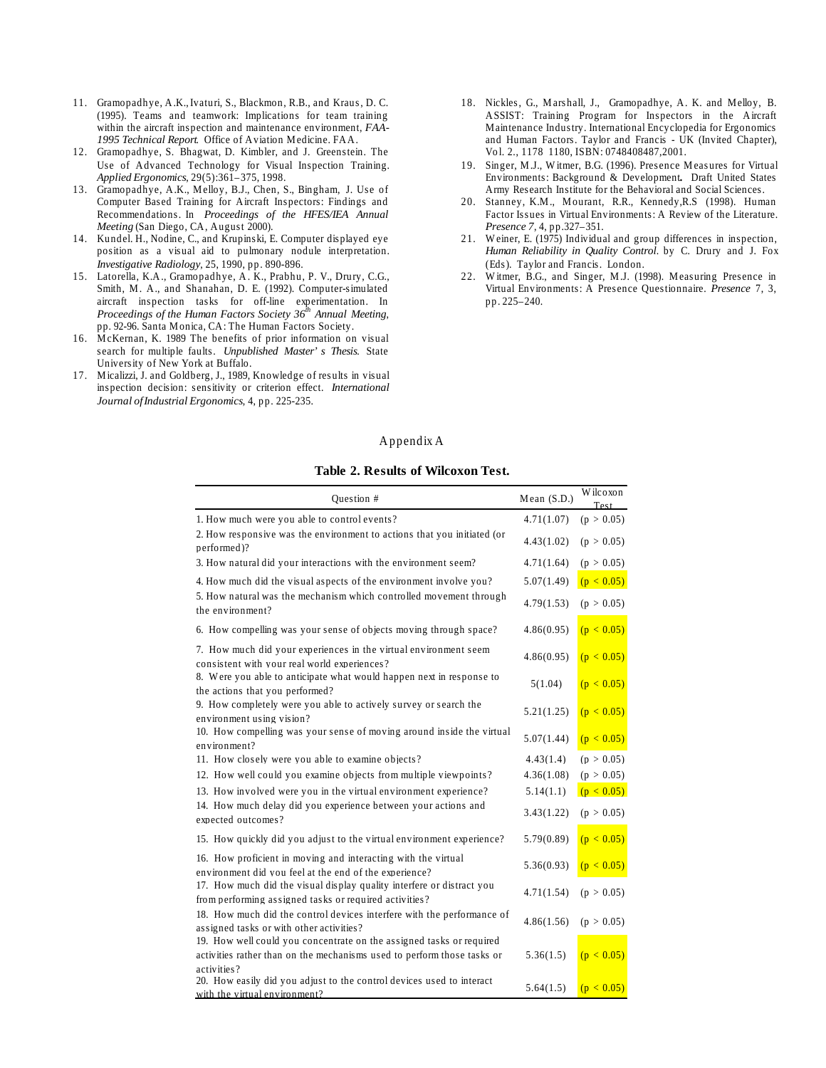11. Gramopadhye, A.K., Ivaturi, S., Blackmon, R.B., and Kraus, D. C. (1995). Teams and teamwork: Implications for team training within the aircraft inspection and maintenance environment, *FAA-1995 Technical Report.* Office of Aviation Medicine. FAA.
12. Gramopadhye, S. Bhagwat, D. Kimbler, and J. Greenstein. The Use of Advanced Technology for Visual Inspection Training. *Applied Ergonomics*, 29(5):361–375, 1998.
13. Gramopadhye, A.K., Melloy, B.J., Chen, S., Bingham, J. Use of Computer Based Training for Aircraft Inspectors: Findings and Recommendations. In *Proceedings of the HFES/IEA Annual Meeting* (San Diego, CA, August 2000).
14. Kundel. H., Nodine, C., and Krupinski, E. Computer displayed eye position as a visual aid to pulmonary nodule interpretation. *Investigative Radiology*, 25, 1990, pp. 890-896.
15. Latorella, K.A., Gramopadhye, A. K., Prabhu, P. V., Drury, C.G., Smith, M. A., and Shanahan, D. E. (1992). Computer-simulated aircraft inspection tasks for off-line experimentation. In *Proceedings of the Human Factors Society 36th Annual Meeting*, pp. 92-96. Santa Monica, CA: The Human Factors Society.
16. McKernan, K. 1989 The benefits of prior information on visual search for multiple faults. *Unpublished Master's Thesis.* State University of New York at Buffalo.
17. Micalizzi, J. and Goldberg, J., 1989, Knowledge of results in visual inspection decision: sensitivity or criterion effect. *International Journal of Industrial Ergonomics*, 4, pp. 225-235.
18. Nickles, G., Marshall, J., Gramopadhye, A. K. and Melloy, B. ASSIST: Training Program for Inspectors in the Aircraft Maintenance Industry. International Encyclopedia for Ergonomics and Human Factors. Taylor and Francis - UK (Invited Chapter), Vol. 2., 1178 1180, ISBN: 0748408487,2001.
19. Singer, M.J., Witmer, B.G. (1996). Presence Measures for Virtual Environments: Background & Development**.** Draft United States Army Research Institute for the Behavioral and Social Sciences.
20. Stanney, K.M., Mourant, R.R., Kennedy,R.S (1998). Human Factor Issues in Virtual Environments: A Review of the Literature. *Presence 7*, 4, pp.327–351.
21. Weiner, E. (1975) Individual and group differences in inspection, *Human Reliability in Quality Control.* by C. Drury and J. Fox (Eds). Taylor and Francis. London.
22. Witmer, B.G., and Singer, M.J. (1998). Measuring Presence in Virtual Environments: A Presence Questionnaire. *Presence* 7, 3, pp. 225–240.

## Appendix A

**Table 2. Results of Wilcoxon Test.**

| Question # | Mean (S.D.) | Wilcoxon Test |
|---|---|---|
| 1. How much were you able to control events? | 4.71(1.07) | $(p > 0.05)$ |
| 2. How responsive was the environment to actions that you initiated (or performed)? | 4.43(1.02) | $(p > 0.05)$ |
| 3. How natural did your interactions with the environment seem? | 4.71(1.64) | $(p > 0.05)$ |
| 4. How much did the visual aspects of the environment involve you? | 5.07(1.49) | $(p < 0.05)$ |
| 5. How natural was the mechanism which controlled movement through the environment? | 4.79(1.53) | $(p > 0.05)$ |
| 6. How compelling was your sense of objects moving through space? | 4.86(0.95) | $(p < 0.05)$ |
| 7. How much did your experiences in the virtual environment seem consistent with your real world experiences? | 4.86(0.95) | $(p < 0.05)$ |
| 8. Were you able to anticipate what would happen next in response to the actions that you performed? | 5(1.04) | $(p < 0.05)$ |
| 9. How completely were you able to actively survey or search the environment using vision? | 5.21(1.25) | $(p < 0.05)$ |
| 10. How compelling was your sense of moving around inside the virtual environment? | 5.07(1.44) | $(p < 0.05)$ |
| 11. How closely were you able to examine objects? | 4.43(1.4) | $(p > 0.05)$ |
| 12. How well could you examine objects from multiple viewpoints? | 4.36(1.08) | $(p > 0.05)$ |
| 13. How involved were you in the virtual environment experience? | 5.14(1.1) | $(p < 0.05)$ |
| 14. How much delay did you experience between your actions and expected outcomes? | 3.43(1.22) | $(p > 0.05)$ |
| 15. How quickly did you adjust to the virtual environment experience? | 5.79(0.89) | $(p < 0.05)$ |
| 16. How proficient in moving and interacting with the virtual environment did you feel at the end of the experience? | 5.36(0.93) | $(p < 0.05)$ |
| 17. How much did the visual display quality interfere or distract you from performing assigned tasks or required activities? | 4.71(1.54) | $(p > 0.05)$ |
| 18. How much did the control devices interfere with the performance of assigned tasks or with other activities? | 4.86(1.56) | $(p > 0.05)$ |
| 19. How well could you concentrate on the assigned tasks or required activities rather than on the mechanisms used to perform those tasks or activities? | 5.36(1.5) | $(p < 0.05)$ |
| 20. How easily did you adjust to the control devices used to interact with the virtual environment? | 5.64(1.5) | $(p < 0.05)$ |